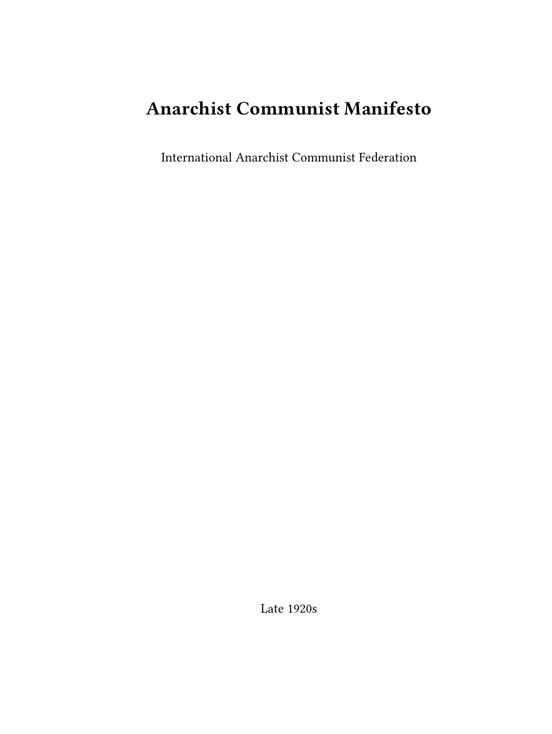# Anarchist Communist Manifesto

International Anarchist Communist Federation

Late 1920s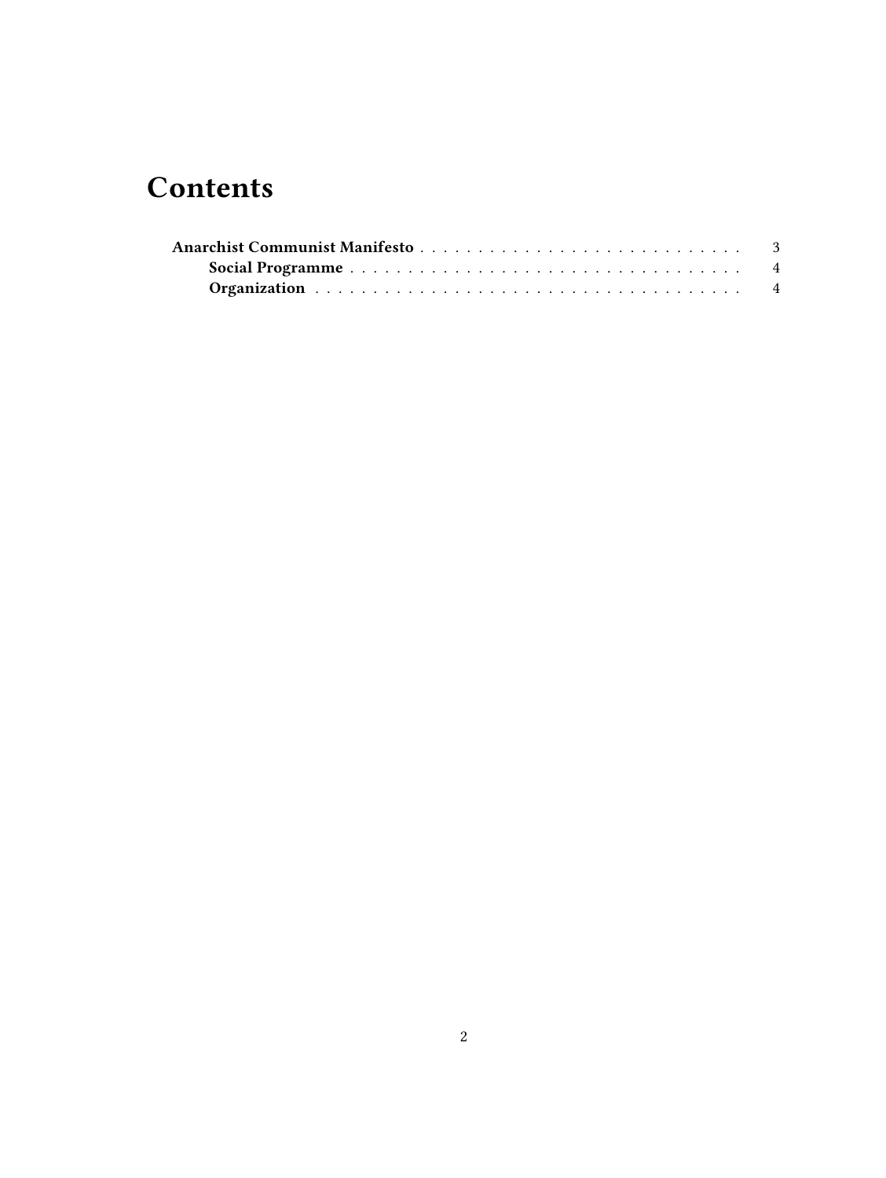# Contents

- **Anarchist Communist Manifesto** 3
  - **Social Programme** 4
  - **Organization** 4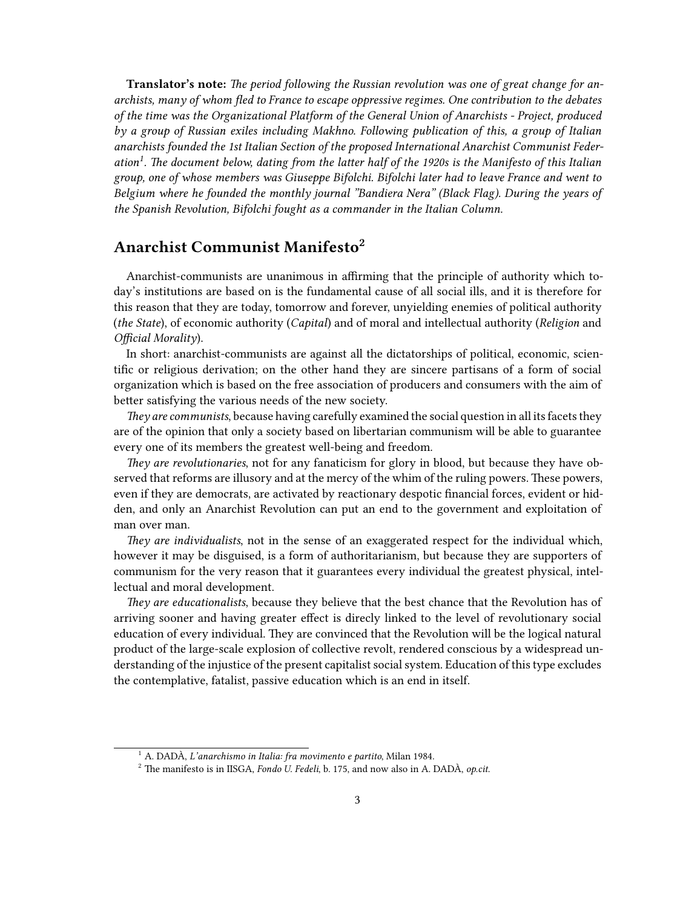**Translator's note:** *The period following the Russian revolution was one of great change for anarchists, many of whom fled to France to escape oppressive regimes. One contribution to the debates of the time was the Organizational Platform of the General Union of Anarchists - Project, produced by a group of Russian exiles including Makhno. Following publication of this, a group of Italian anarchists founded the 1st Italian Section of the proposed International Anarchist Communist Federation[1]. The document below, dating from the latter half of the 1920s is the Manifesto of this Italian group, one of whose members was Giuseppe Bifolchi. Bifolchi later had to leave France and went to Belgium where he founded the monthly journal "Bandiera Nera" (Black Flag). During the years of the Spanish Revolution, Bifolchi fought as a commander in the Italian Column.*

## Anarchist Communist Manifesto[2]

Anarchist-communists are unanimous in affirming that the principle of authority which today's institutions are based on is the fundamental cause of all social ills, and it is therefore for this reason that they are today, tomorrow and forever, unyielding enemies of political authority (*the State*), of economic authority (*Capital*) and of moral and intellectual authority (*Religion* and *Official Morality*).

In short: anarchist-communists are against all the dictatorships of political, economic, scientific or religious derivation; on the other hand they are sincere partisans of a form of social organization which is based on the free association of producers and consumers with the aim of better satisfying the various needs of the new society.

*They are communists*, because having carefully examined the social question in all its facets they are of the opinion that only a society based on libertarian communism will be able to guarantee every one of its members the greatest well-being and freedom.

*They are revolutionaries*, not for any fanaticism for glory in blood, but because they have observed that reforms are illusory and at the mercy of the whim of the ruling powers. These powers, even if they are democrats, are activated by reactionary despotic financial forces, evident or hidden, and only an Anarchist Revolution can put an end to the government and exploitation of man over man.

*They are individualists*, not in the sense of an exaggerated respect for the individual which, however it may be disguised, is a form of authoritarianism, but because they are supporters of communism for the very reason that it guarantees every individual the greatest physical, intellectual and moral development.

*They are educationalists*, because they believe that the best chance that the Revolution has of arriving sooner and having greater effect is direcly linked to the level of revolutionary social education of every individual. They are convinced that the Revolution will be the logical natural product of the large-scale explosion of collective revolt, rendered conscious by a widespread understanding of the injustice of the present capitalist social system. Education of this type excludes the contemplative, fatalist, passive education which is an end in itself.

---

[1] A. DADÀ, *L'anarchismo in Italia: fra movimento e partito*, Milan 1984.

[2] The manifesto is in IISGA, *Fondo U. Fedeli*, b. 175, and now also in A. DADÀ, *op.cit.*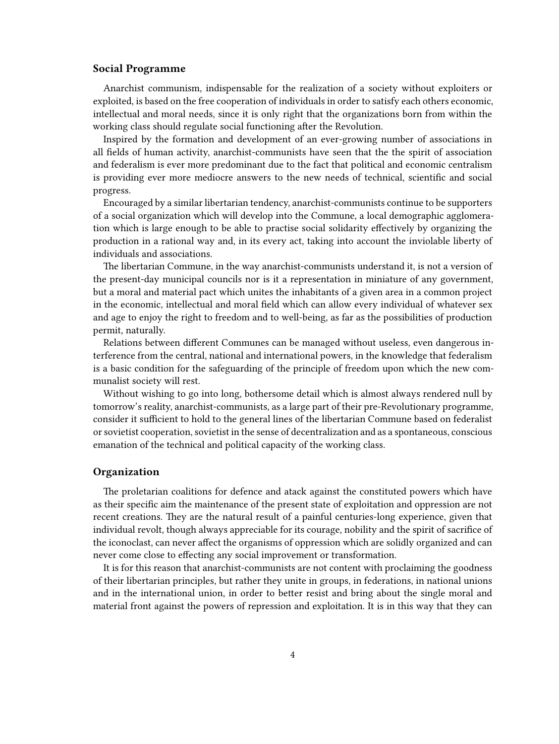### Social Programme

Anarchist communism, indispensable for the realization of a society without exploiters or exploited, is based on the free cooperation of individuals in order to satisfy each others economic, intellectual and moral needs, since it is only right that the organizations born from within the working class should regulate social functioning after the Revolution.

Inspired by the formation and development of an ever-growing number of associations in all fields of human activity, anarchist-communists have seen that the the spirit of association and federalism is ever more predominant due to the fact that political and economic centralism is providing ever more mediocre answers to the new needs of technical, scientific and social progress.

Encouraged by a similar libertarian tendency, anarchist-communists continue to be supporters of a social organization which will develop into the Commune, a local demographic agglomeration which is large enough to be able to practise social solidarity effectively by organizing the production in a rational way and, in its every act, taking into account the inviolable liberty of individuals and associations.

The libertarian Commune, in the way anarchist-communists understand it, is not a version of the present-day municipal councils nor is it a representation in miniature of any government, but a moral and material pact which unites the inhabitants of a given area in a common project in the economic, intellectual and moral field which can allow every individual of whatever sex and age to enjoy the right to freedom and to well-being, as far as the possibilities of production permit, naturally.

Relations between different Communes can be managed without useless, even dangerous interference from the central, national and international powers, in the knowledge that federalism is a basic condition for the safeguarding of the principle of freedom upon which the new communalist society will rest.

Without wishing to go into long, bothersome detail which is almost always rendered null by tomorrow's reality, anarchist-communists, as a large part of their pre-Revolutionary programme, consider it sufficient to hold to the general lines of the libertarian Commune based on federalist or sovietist cooperation, sovietist in the sense of decentralization and as a spontaneous, conscious emanation of the technical and political capacity of the working class.

### Organization

The proletarian coalitions for defence and atack against the constituted powers which have as their specific aim the maintenance of the present state of exploitation and oppression are not recent creations. They are the natural result of a painful centuries-long experience, given that individual revolt, though always appreciable for its courage, nobility and the spirit of sacrifice of the iconoclast, can never affect the organisms of oppression which are solidly organized and can never come close to effecting any social improvement or transformation.

It is for this reason that anarchist-communists are not content with proclaiming the goodness of their libertarian principles, but rather they unite in groups, in federations, in national unions and in the international union, in order to better resist and bring about the single moral and material front against the powers of repression and exploitation. It is in this way that they can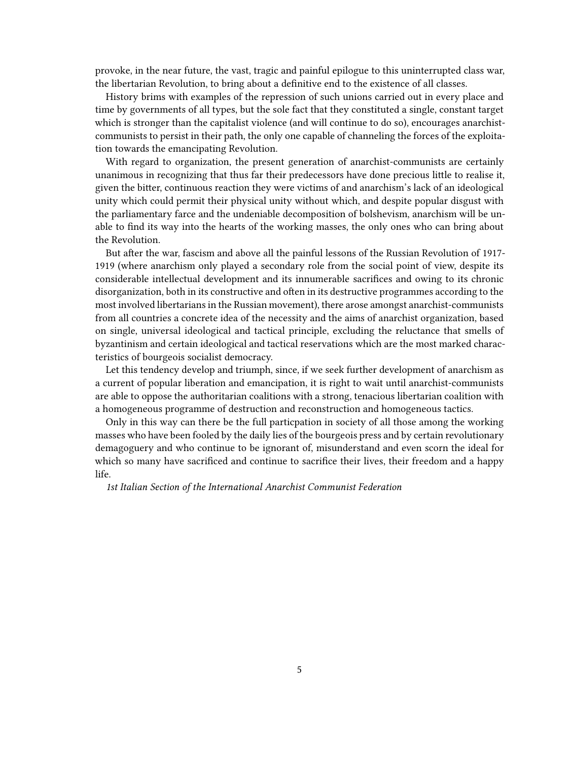provoke, in the near future, the vast, tragic and painful epilogue to this uninterrupted class war, the libertarian Revolution, to bring about a definitive end to the existence of all classes.

History brims with examples of the repression of such unions carried out in every place and time by governments of all types, but the sole fact that they constituted a single, constant target which is stronger than the capitalist violence (and will continue to do so), encourages anarchist-communists to persist in their path, the only one capable of channeling the forces of the exploitation towards the emancipating Revolution.

With regard to organization, the present generation of anarchist-communists are certainly unanimous in recognizing that thus far their predecessors have done precious little to realise it, given the bitter, continuous reaction they were victims of and anarchism's lack of an ideological unity which could permit their physical unity without which, and despite popular disgust with the parliamentary farce and the undeniable decomposition of bolshevism, anarchism will be unable to find its way into the hearts of the working masses, the only ones who can bring about the Revolution.

But after the war, fascism and above all the painful lessons of the Russian Revolution of 1917-1919 (where anarchism only played a secondary role from the social point of view, despite its considerable intellectual development and its innumerable sacrifices and owing to its chronic disorganization, both in its constructive and often in its destructive programmes according to the most involved libertarians in the Russian movement), there arose amongst anarchist-communists from all countries a concrete idea of the necessity and the aims of anarchist organization, based on single, universal ideological and tactical principle, excluding the reluctance that smells of byzantinism and certain ideological and tactical reservations which are the most marked characteristics of bourgeois socialist democracy.

Let this tendency develop and triumph, since, if we seek further development of anarchism as a current of popular liberation and emancipation, it is right to wait until anarchist-communists are able to oppose the authoritarian coalitions with a strong, tenacious libertarian coalition with a homogeneous programme of destruction and reconstruction and homogeneous tactics.

Only in this way can there be the full particpation in society of all those among the working masses who have been fooled by the daily lies of the bourgeois press and by certain revolutionary demagoguery and who continue to be ignorant of, misunderstand and even scorn the ideal for which so many have sacrificed and continue to sacrifice their lives, their freedom and a happy life.

*1st Italian Section of the International Anarchist Communist Federation*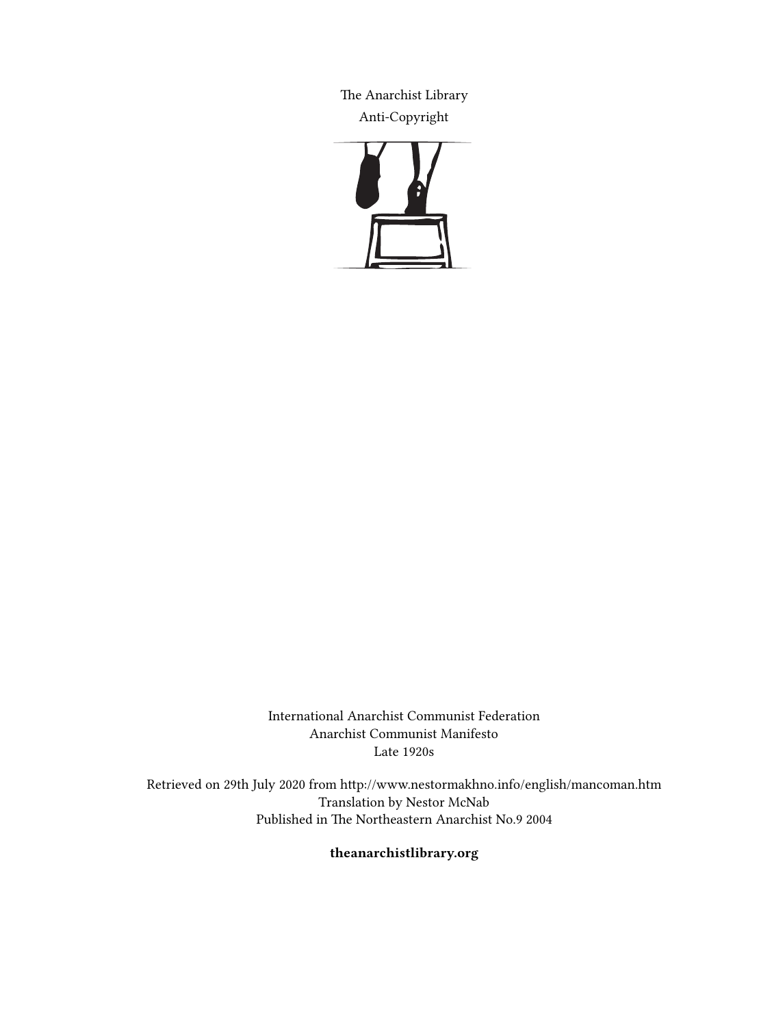The Anarchist Library
Anti-Copyright

International Anarchist Communist Federation
Anarchist Communist Manifesto
Late 1920s

Retrieved on 29th July 2020 from http://www.nestormakhno.info/english/mancoman.htm
Translation by Nestor McNab
Published in The Northeastern Anarchist No.9 2004

**theanarchistlibrary.org**